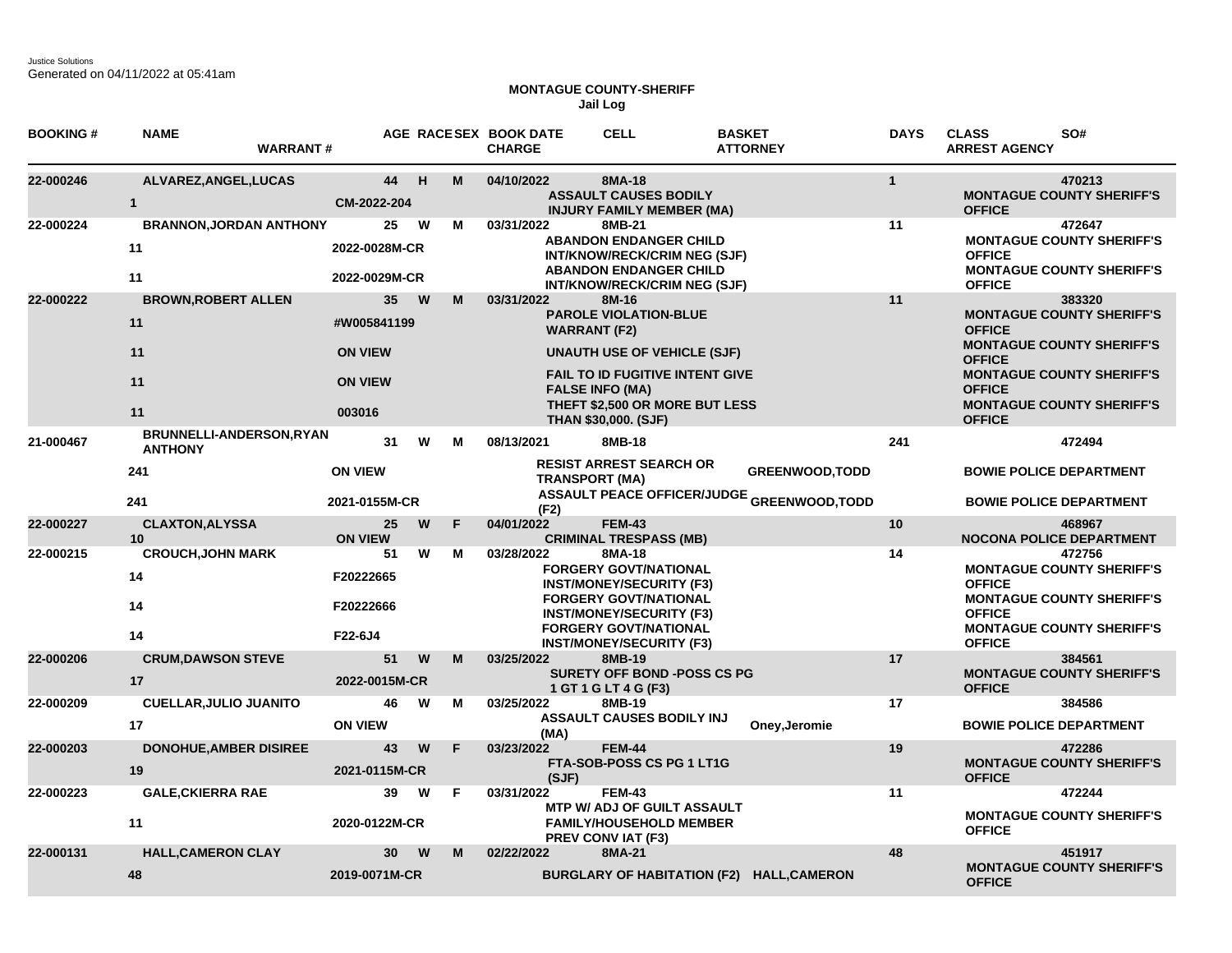Justice Solutions
Generated on 04/11/2022 at 05:41am

**MONTAGUE COUNTY-SHERIFF**
**Jail Log**

| BOOKING # | NAME / WARRANT # | | AGE | RACE | SEX | BOOK DATE / CHARGE | CELL | BASKET / ATTORNEY | DAYS | CLASS / ARREST AGENCY | SO# |
|---|---|---|---|---|---|---|---|---|---|---|---|
| 22-000246 | ALVAREZ,ANGEL,LUCAS | | 44 | H | M | 04/10/2022 | 8MA-18 | | 1 | | 470213 |
| | 1 | CM-2022-204 | | | | ASSAULT CAUSES BODILY INJURY FAMILY MEMBER (MA) | | | | MONTAGUE COUNTY SHERIFF'S OFFICE | |
| 22-000224 | BRANNON,JORDAN ANTHONY | | 25 | W | M | 03/31/2022 | 8MB-21 | | 11 | | 472647 |
| | 11 | 2022-0028M-CR | | | | ABANDON ENDANGER CHILD INT/KNOW/RECK/CRIM NEG (SJF) | | | | MONTAGUE COUNTY SHERIFF'S OFFICE | |
| | 11 | 2022-0029M-CR | | | | ABANDON ENDANGER CHILD INT/KNOW/RECK/CRIM NEG (SJF) | | | | MONTAGUE COUNTY SHERIFF'S OFFICE | |
| 22-000222 | BROWN,ROBERT ALLEN | | 35 | W | M | 03/31/2022 | 8M-16 | | 11 | | 383320 |
| | 11 | #W005841199 | | | | PAROLE VIOLATION-BLUE WARRANT (F2) | | | | MONTAGUE COUNTY SHERIFF'S OFFICE | |
| | 11 | ON VIEW | | | | UNAUTH USE OF VEHICLE (SJF) | | | | MONTAGUE COUNTY SHERIFF'S OFFICE | |
| | 11 | ON VIEW | | | | FAIL TO ID FUGITIVE INTENT GIVE FALSE INFO (MA) | | | | MONTAGUE COUNTY SHERIFF'S OFFICE | |
| | 11 | 003016 | | | | THEFT $2,500 OR MORE BUT LESS THAN $30,000. (SJF) | | | | MONTAGUE COUNTY SHERIFF'S OFFICE | |
| 21-000467 | BRUNNELLI-ANDERSON,RYAN ANTHONY | | 31 | W | M | 08/13/2021 | 8MB-18 | | 241 | | 472494 |
| | 241 | ON VIEW | | | | RESIST ARREST SEARCH OR TRANSPORT (MA) | | GREENWOOD,TODD | | BOWIE POLICE DEPARTMENT | |
| | 241 | 2021-0155M-CR | | | | ASSAULT PEACE OFFICER/JUDGE (F2) | | GREENWOOD,TODD | | BOWIE POLICE DEPARTMENT | |
| 22-000227 | CLAXTON,ALYSSA | | 25 | W | F | 04/01/2022 | FEM-43 | | 10 | | 468967 |
| | 10 | ON VIEW | | | | CRIMINAL TRESPASS (MB) | | | | NOCONA POLICE DEPARTMENT | |
| 22-000215 | CROUCH,JOHN MARK | | 51 | W | M | 03/28/2022 | 8MA-18 | | 14 | | 472756 |
| | 14 | F20222665 | | | | FORGERY GOVT/NATIONAL INST/MONEY/SECURITY (F3) | | | | MONTAGUE COUNTY SHERIFF'S OFFICE | |
| | 14 | F20222666 | | | | FORGERY GOVT/NATIONAL INST/MONEY/SECURITY (F3) | | | | MONTAGUE COUNTY SHERIFF'S OFFICE | |
| | 14 | F22-6J4 | | | | FORGERY GOVT/NATIONAL INST/MONEY/SECURITY (F3) | | | | MONTAGUE COUNTY SHERIFF'S OFFICE | |
| 22-000206 | CRUM,DAWSON STEVE | | 51 | W | M | 03/25/2022 | 8MB-19 | | 17 | | 384561 |
| | 17 | 2022-0015M-CR | | | | SURETY OFF BOND -POSS CS PG 1 GT 1 G LT 4 G (F3) | | | | MONTAGUE COUNTY SHERIFF'S OFFICE | |
| 22-000209 | CUELLAR,JULIO JUANITO | | 46 | W | M | 03/25/2022 | 8MB-19 | | 17 | | 384586 |
| | 17 | ON VIEW | | | | ASSAULT CAUSES BODILY INJ (MA) | | Oney,Jeromie | | BOWIE POLICE DEPARTMENT | |
| 22-000203 | DONOHUE,AMBER DISIREE | | 43 | W | F | 03/23/2022 | FEM-44 | | 19 | | 472286 |
| | 19 | 2021-0115M-CR | | | | FTA-SOB-POSS CS PG 1 LT1G (SJF) | | | | MONTAGUE COUNTY SHERIFF'S OFFICE | |
| 22-000223 | GALE,CKIERRA RAE | | 39 | W | F | 03/31/2022 | FEM-43 | | 11 | | 472244 |
| | 11 | 2020-0122M-CR | | | | MTP W/ ADJ OF GUILT ASSAULT FAMILY/HOUSEHOLD MEMBER PREV CONV IAT (F3) | | | | MONTAGUE COUNTY SHERIFF'S OFFICE | |
| 22-000131 | HALL,CAMERON CLAY | | 30 | W | M | 02/22/2022 | 8MA-21 | | 48 | | 451917 |
| | 48 | 2019-0071M-CR | | | | BURGLARY OF HABITATION (F2) | | HALL,CAMERON | | MONTAGUE COUNTY SHERIFF'S OFFICE | |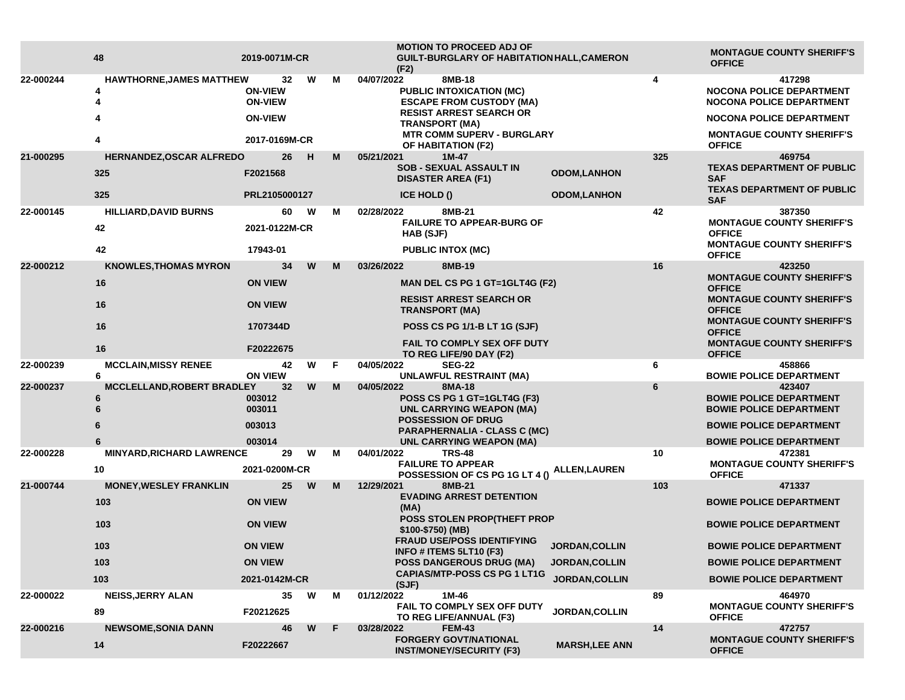| | | | | | | | | | | |
|---|---|---|---|---|---|---|---|---|---|---|
| | 48 | 2019-0071M-CR | | | | MOTION TO PROCEED ADJ OF GUILT-BURGLARY OF HABITATION (F2) | HALL,CAMERON | | MONTAGUE COUNTY SHERIFF'S OFFICE |
| 22-000244 | HAWTHORNE,JAMES MATTHEW | 32 | W | M | 04/07/2022 | 8MB-18 | | 4 | 417298 |
| | 4 | ON-VIEW | | | | PUBLIC INTOXICATION (MC) | | | NOCONA POLICE DEPARTMENT |
| | 4 | ON-VIEW | | | | ESCAPE FROM CUSTODY (MA) | | | NOCONA POLICE DEPARTMENT |
| | 4 | ON-VIEW | | | | RESIST ARREST SEARCH OR TRANSPORT (MA) | | | NOCONA POLICE DEPARTMENT |
| | 4 | 2017-0169M-CR | | | | MTR COMM SUPERV - BURGLARY OF HABITATION (F2) | | | MONTAGUE COUNTY SHERIFF'S OFFICE |
| 21-000295 | HERNANDEZ,OSCAR ALFREDO | 26 | H | M | 05/21/2021 | 1M-47 | | 325 | 469754 |
| | 325 | F2021568 | | | | SOB - SEXUAL ASSAULT IN DISASTER AREA (F1) | ODOM,LANHON | | TEXAS DEPARTMENT OF PUBLIC SAF |
| | 325 | PRL2105000127 | | | | ICE HOLD () | ODOM,LANHON | | TEXAS DEPARTMENT OF PUBLIC SAF |
| 22-000145 | HILLIARD,DAVID BURNS | 60 | W | M | 02/28/2022 | 8MB-21 | | 42 | 387350 |
| | 42 | 2021-0122M-CR | | | | FAILURE TO APPEAR-BURG OF HAB (SJF) | | | MONTAGUE COUNTY SHERIFF'S OFFICE |
| | 42 | 17943-01 | | | | PUBLIC INTOX (MC) | | | MONTAGUE COUNTY SHERIFF'S OFFICE |
| 22-000212 | KNOWLES,THOMAS MYRON | 34 | W | M | 03/26/2022 | 8MB-19 | | 16 | 423250 |
| | 16 | ON VIEW | | | | MAN DEL CS PG 1 GT=1GLT4G (F2) | | | MONTAGUE COUNTY SHERIFF'S OFFICE |
| | 16 | ON VIEW | | | | RESIST ARREST SEARCH OR TRANSPORT (MA) | | | MONTAGUE COUNTY SHERIFF'S OFFICE |
| | 16 | 1707344D | | | | POSS CS PG 1/1-B LT 1G (SJF) | | | MONTAGUE COUNTY SHERIFF'S OFFICE |
| | 16 | F20222675 | | | | FAIL TO COMPLY SEX OFF DUTY TO REG LIFE/90 DAY (F2) | | | MONTAGUE COUNTY SHERIFF'S OFFICE |
| 22-000239 | MCCLAIN,MISSY RENEE | 42 | W | F | 04/05/2022 | SEG-22 | | 6 | 458866 |
| | 6 | ON VIEW | | | | UNLAWFUL RESTRAINT (MA) | | | BOWIE POLICE DEPARTMENT |
| 22-000237 | MCCLELLAND,ROBERT BRADLEY | 32 | W | M | 04/05/2022 | 8MA-18 | | 6 | 423407 |
| | 6 | 003012 | | | | POSS CS PG 1 GT=1GLT4G (F3) | | | BOWIE POLICE DEPARTMENT |
| | 6 | 003011 | | | | UNL CARRYING WEAPON (MA) | | | BOWIE POLICE DEPARTMENT |
| | 6 | 003013 | | | | POSSESSION OF DRUG PARAPHERNALIA - CLASS C (MC) | | | BOWIE POLICE DEPARTMENT |
| | 6 | 003014 | | | | UNL CARRYING WEAPON (MA) | | | BOWIE POLICE DEPARTMENT |
| 22-000228 | MINYARD,RICHARD LAWRENCE | 29 | W | M | 04/01/2022 | TRS-48 | | 10 | 472381 |
| | 10 | 2021-0200M-CR | | | | FAILURE TO APPEAR POSSESSION OF CS PG 1G LT 4 () | ALLEN,LAUREN | | MONTAGUE COUNTY SHERIFF'S OFFICE |
| 21-000744 | MONEY,WESLEY FRANKLIN | 25 | W | M | 12/29/2021 | 8MB-21 | | 103 | 471337 |
| | 103 | ON VIEW | | | | EVADING ARREST DETENTION (MA) | | | BOWIE POLICE DEPARTMENT |
| | 103 | ON VIEW | | | | POSS STOLEN PROP(THEFT PROP $100-$750) (MB) | | | BOWIE POLICE DEPARTMENT |
| | 103 | ON VIEW | | | | FRAUD USE/POSS IDENTIFYING INFO # ITEMS 5LT10 (F3) | JORDAN,COLLIN | | BOWIE POLICE DEPARTMENT |
| | 103 | ON VIEW | | | | POSS DANGEROUS DRUG (MA) | JORDAN,COLLIN | | BOWIE POLICE DEPARTMENT |
| | 103 | 2021-0142M-CR | | | | CAPIAS/MTP-POSS CS PG 1 LT1G (SJF) | JORDAN,COLLIN | | BOWIE POLICE DEPARTMENT |
| 22-000022 | NEISS,JERRY ALAN | 35 | W | M | 01/12/2022 | 1M-46 | | 89 | 464970 |
| | 89 | F20212625 | | | | FAIL TO COMPLY SEX OFF DUTY TO REG LIFE/ANNUAL (F3) | JORDAN,COLLIN | | MONTAGUE COUNTY SHERIFF'S OFFICE |
| 22-000216 | NEWSOME,SONIA DANN | 46 | W | F | 03/28/2022 | FEM-43 | | 14 | 472757 |
| | 14 | F20222667 | | | | FORGERY GOVT/NATIONAL INST/MONEY/SECURITY (F3) | MARSH,LEE ANN | | MONTAGUE COUNTY SHERIFF'S OFFICE |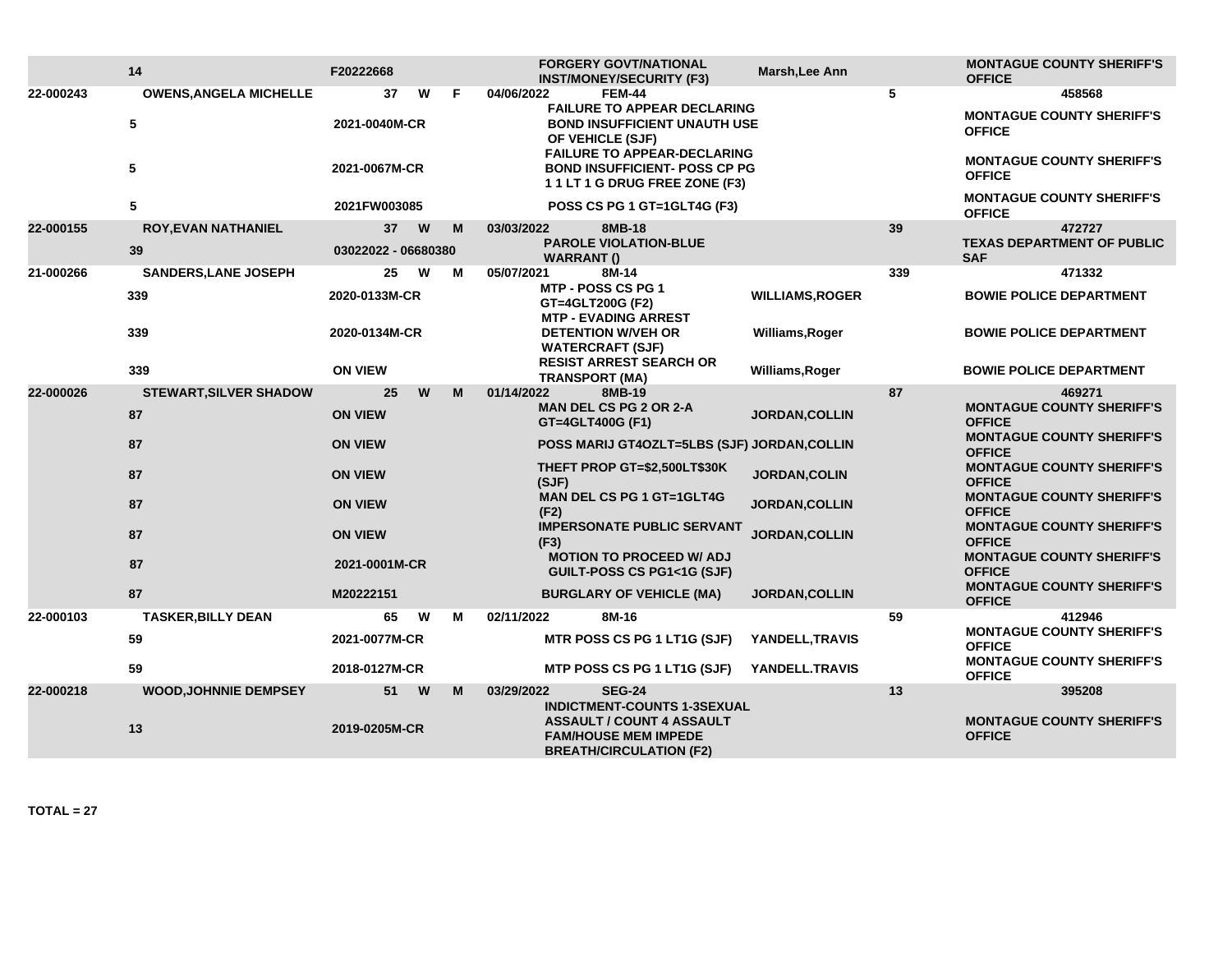| | | | | | | | | | | |
|---|---|---|---|---|---|---|---|---|---|---|
| | 14 | F20222668 | | | | | FORGERY GOVT/NATIONAL INST/MONEY/SECURITY (F3) | Marsh,Lee Ann | | MONTAGUE COUNTY SHERIFF'S OFFICE |
| 22-000243 | OWENS,ANGELA MICHELLE | 37 | W | F | 04/06/2022 | FEM-44 | | | 5 | 458568 |
| | 5 | 2021-0040M-CR | | | | | FAILURE TO APPEAR DECLARING BOND INSUFFICIENT UNAUTH USE OF VEHICLE (SJF) | | | MONTAGUE COUNTY SHERIFF'S OFFICE |
| | 5 | 2021-0067M-CR | | | | | FAILURE TO APPEAR-DECLARING BOND INSUFFICIENT- POSS CP PG 1 1 LT 1 G DRUG FREE ZONE (F3) | | | MONTAGUE COUNTY SHERIFF'S OFFICE |
| | 5 | 2021FW003085 | | | | | POSS CS PG 1 GT=1GLT4G (F3) | | | MONTAGUE COUNTY SHERIFF'S OFFICE |
| 22-000155 | ROY,EVAN NATHANIEL | 37 | W | M | 03/03/2022 | 8MB-18 | | | 39 | 472727 |
| | 39 | 03022022 - 06680380 | | | | | PAROLE VIOLATION-BLUE WARRANT () | | | TEXAS DEPARTMENT OF PUBLIC SAF |
| 21-000266 | SANDERS,LANE JOSEPH | 25 | W | M | 05/07/2021 | 8M-14 | | | 339 | 471332 |
| | 339 | 2020-0133M-CR | | | | | MTP - POSS CS PG 1 GT=4GLT200G (F2) | WILLIAMS,ROGER | | BOWIE POLICE DEPARTMENT |
| | 339 | 2020-0134M-CR | | | | | MTP - EVADING ARREST DETENTION W/VEH OR WATERCRAFT (SJF) | Williams,Roger | | BOWIE POLICE DEPARTMENT |
| | 339 | ON VIEW | | | | | RESIST ARREST SEARCH OR TRANSPORT (MA) | Williams,Roger | | BOWIE POLICE DEPARTMENT |
| 22-000026 | STEWART,SILVER SHADOW | 25 | W | M | 01/14/2022 | 8MB-19 | | | 87 | 469271 |
| | 87 | ON VIEW | | | | | MAN DEL CS PG 2 OR 2-A GT=4GLT400G (F1) | JORDAN,COLLIN | | MONTAGUE COUNTY SHERIFF'S OFFICE |
| | 87 | ON VIEW | | | | | POSS MARIJ GT4OZLT=5LBS (SJF) | JORDAN,COLLIN | | MONTAGUE COUNTY SHERIFF'S OFFICE |
| | 87 | ON VIEW | | | | | THEFT PROP GT=$2,500LT$30K (SJF) | JORDAN,COLIN | | MONTAGUE COUNTY SHERIFF'S OFFICE |
| | 87 | ON VIEW | | | | | MAN DEL CS PG 1 GT=1GLT4G (F2) | JORDAN,COLLIN | | MONTAGUE COUNTY SHERIFF'S OFFICE |
| | 87 | ON VIEW | | | | | IMPERSONATE PUBLIC SERVANT (F3) | JORDAN,COLLIN | | MONTAGUE COUNTY SHERIFF'S OFFICE |
| | 87 | 2021-0001M-CR | | | | | MOTION TO PROCEED W/ ADJ GUILT-POSS CS PG1<1G (SJF) | | | MONTAGUE COUNTY SHERIFF'S OFFICE |
| | 87 | M20222151 | | | | | BURGLARY OF VEHICLE (MA) | JORDAN,COLLIN | | MONTAGUE COUNTY SHERIFF'S OFFICE |
| 22-000103 | TASKER,BILLY DEAN | 65 | W | M | 02/11/2022 | 8M-16 | | | 59 | 412946 |
| | 59 | 2021-0077M-CR | | | | | MTR POSS CS PG 1 LT1G (SJF) | YANDELL,TRAVIS | | MONTAGUE COUNTY SHERIFF'S OFFICE |
| | 59 | 2018-0127M-CR | | | | | MTP POSS CS PG 1 LT1G (SJF) | YANDELL.TRAVIS | | MONTAGUE COUNTY SHERIFF'S OFFICE |
| 22-000218 | WOOD,JOHNNIE DEMPSEY | 51 | W | M | 03/29/2022 | SEG-24 | | | 13 | 395208 |
| | 13 | 2019-0205M-CR | | | | | INDICTMENT-COUNTS 1-3SEXUAL ASSAULT / COUNT 4 ASSAULT FAM/HOUSE MEM IMPEDE BREATH/CIRCULATION (F2) | | | MONTAGUE COUNTY SHERIFF'S OFFICE |

**TOTAL = 27**